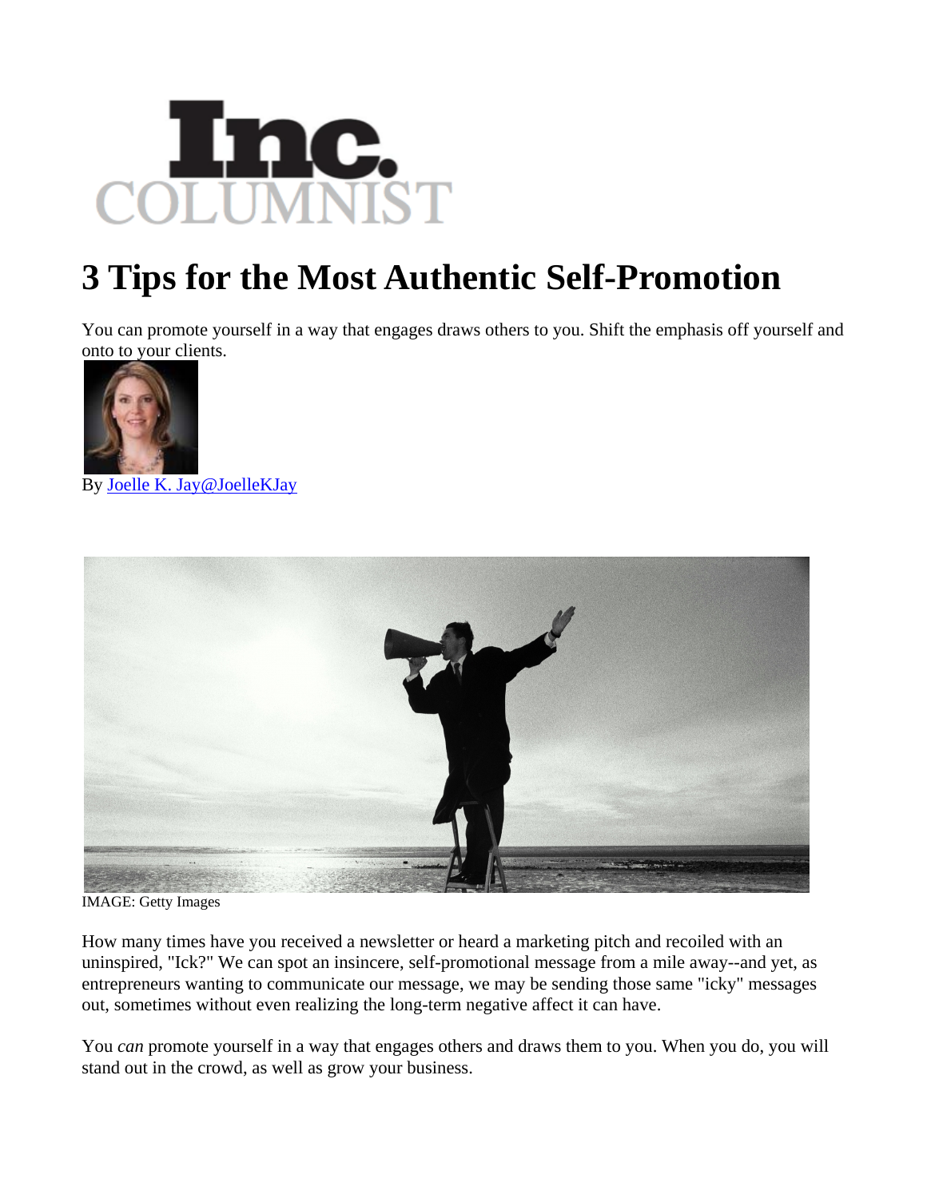Inc. COLUMNIST

# 3 Tips for the Most Authentic Self-Promotion

You can promote yourself in a way that engages draws others to you. Shift the emphasis off yourself and onto to your clients.

By Joelle K. Jay@JoelleKJay

IMAGE: Getty Images

How many times have you received a newsletter or heard a marketing pitch and recoiled with an uninspired, "Ick?" We can spot an insincere, self-promotional message from a mile away--and yet, as entrepreneurs wanting to communicate our message, we may be sending those same "icky" messages out, sometimes without even realizing the long-term negative affect it can have.

You *can* promote yourself in a way that engages others and draws them to you. When you do, you will stand out in the crowd, as well as grow your business.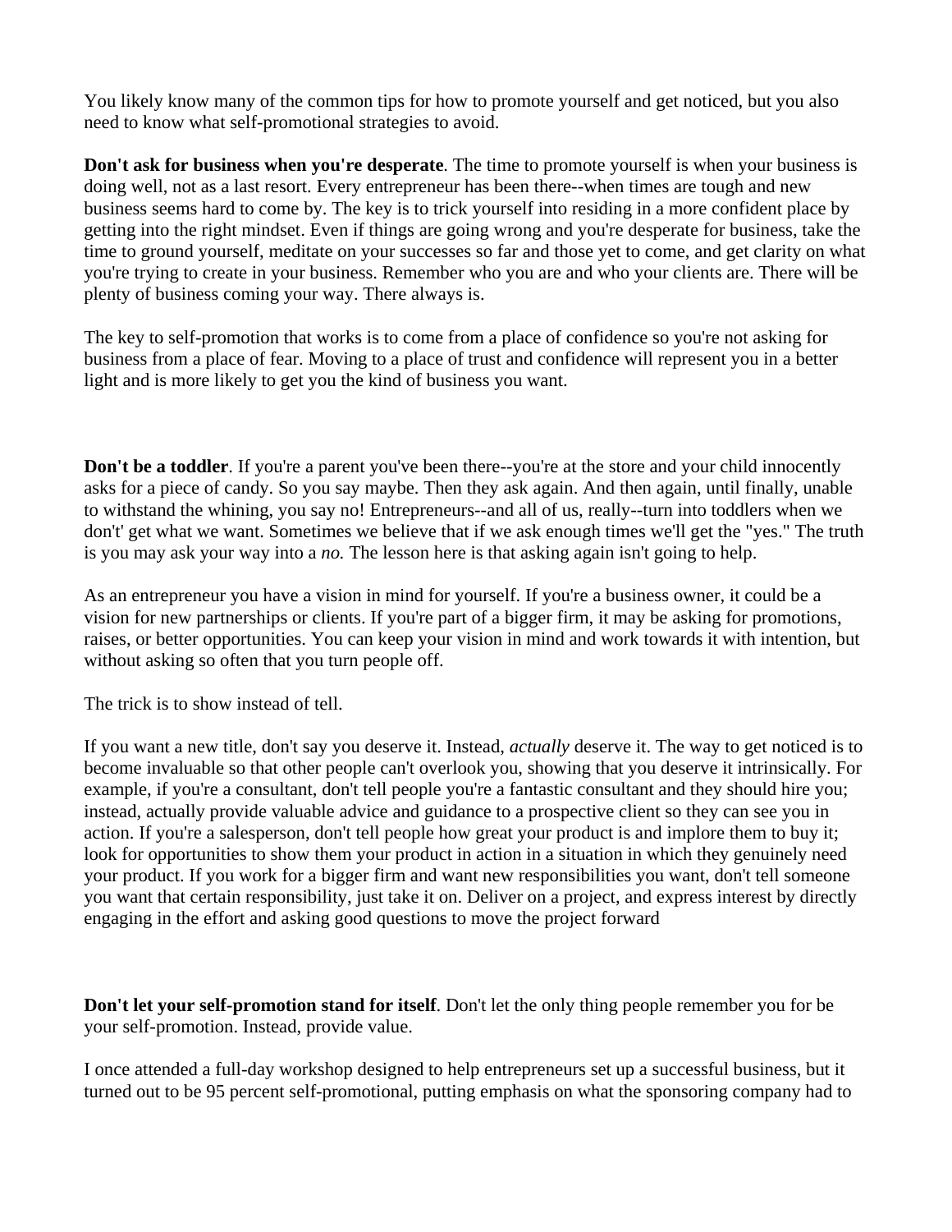You likely know many of the common tips for how to promote yourself and get noticed, but you also need to know what self-promotional strategies to avoid.

**Don't ask for business when you're desperate**. The time to promote yourself is when your business is doing well, not as a last resort. Every entrepreneur has been there--when times are tough and new business seems hard to come by. The key is to trick yourself into residing in a more confident place by getting into the right mindset. Even if things are going wrong and you're desperate for business, take the time to ground yourself, meditate on your successes so far and those yet to come, and get clarity on what you're trying to create in your business. Remember who you are and who your clients are. There will be plenty of business coming your way. There always is.

The key to self-promotion that works is to come from a place of confidence so you're not asking for business from a place of fear. Moving to a place of trust and confidence will represent you in a better light and is more likely to get you the kind of business you want.

**Don't be a toddler**. If you're a parent you've been there--you're at the store and your child innocently asks for a piece of candy. So you say maybe. Then they ask again. And then again, until finally, unable to withstand the whining, you say no! Entrepreneurs--and all of us, really--turn into toddlers when we don't' get what we want. Sometimes we believe that if we ask enough times we'll get the "yes." The truth is you may ask your way into a *no.* The lesson here is that asking again isn't going to help.

As an entrepreneur you have a vision in mind for yourself. If you're a business owner, it could be a vision for new partnerships or clients. If you're part of a bigger firm, it may be asking for promotions, raises, or better opportunities. You can keep your vision in mind and work towards it with intention, but without asking so often that you turn people off.

The trick is to show instead of tell.

If you want a new title, don't say you deserve it. Instead, *actually* deserve it. The way to get noticed is to become invaluable so that other people can't overlook you, showing that you deserve it intrinsically. For example, if you're a consultant, don't tell people you're a fantastic consultant and they should hire you; instead, actually provide valuable advice and guidance to a prospective client so they can see you in action. If you're a salesperson, don't tell people how great your product is and implore them to buy it; look for opportunities to show them your product in action in a situation in which they genuinely need your product. If you work for a bigger firm and want new responsibilities you want, don't tell someone you want that certain responsibility, just take it on. Deliver on a project, and express interest by directly engaging in the effort and asking good questions to move the project forward

**Don't let your self-promotion stand for itself**. Don't let the only thing people remember you for be your self-promotion. Instead, provide value.

I once attended a full-day workshop designed to help entrepreneurs set up a successful business, but it turned out to be 95 percent self-promotional, putting emphasis on what the sponsoring company had to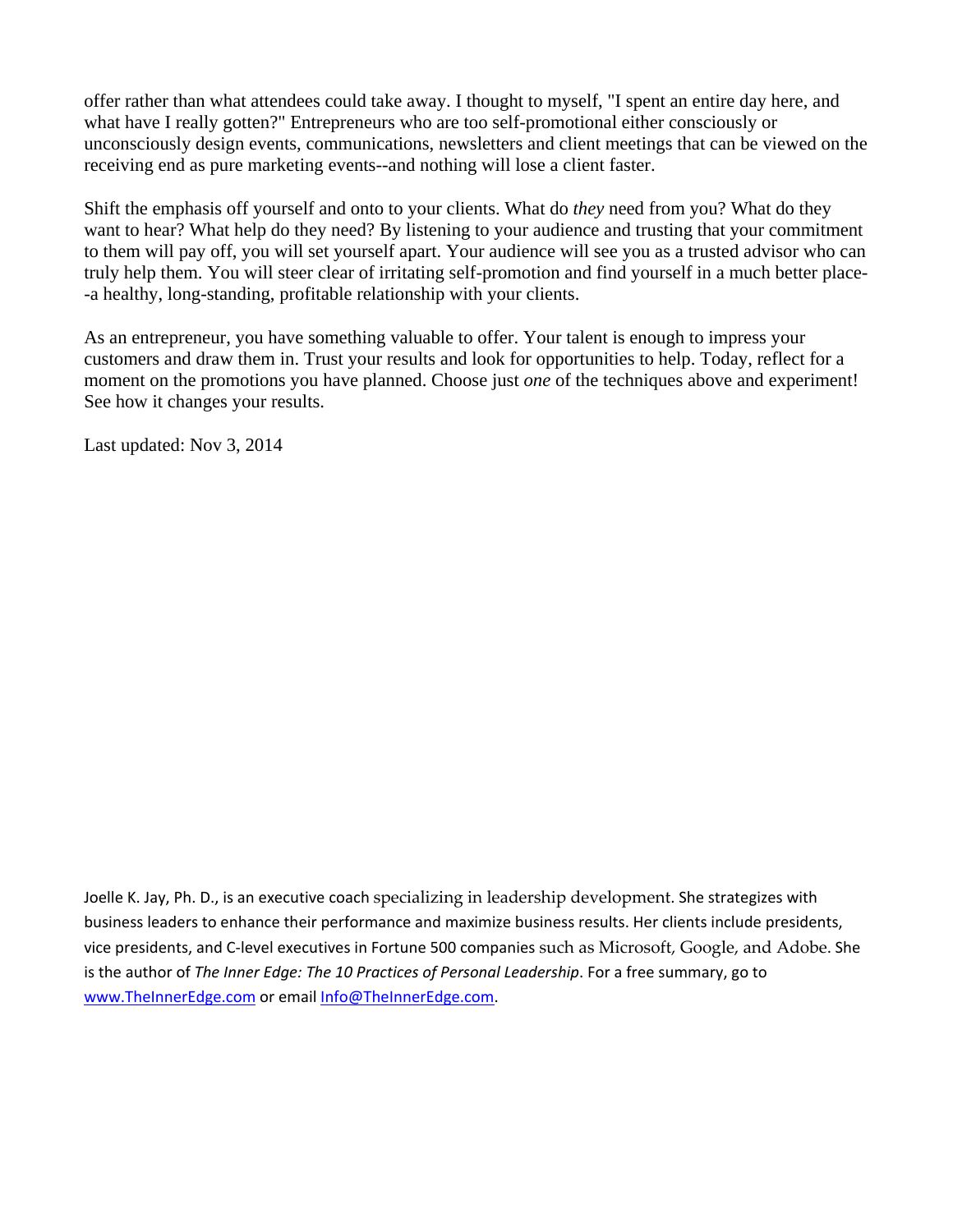offer rather than what attendees could take away. I thought to myself, "I spent an entire day here, and what have I really gotten?" Entrepreneurs who are too self-promotional either consciously or unconsciously design events, communications, newsletters and client meetings that can be viewed on the receiving end as pure marketing events--and nothing will lose a client faster.

Shift the emphasis off yourself and onto to your clients. What do *they* need from you? What do they want to hear? What help do they need? By listening to your audience and trusting that your commitment to them will pay off, you will set yourself apart. Your audience will see you as a trusted advisor who can truly help them. You will steer clear of irritating self-promotion and find yourself in a much better place--a healthy, long-standing, profitable relationship with your clients.

As an entrepreneur, you have something valuable to offer. Your talent is enough to impress your customers and draw them in. Trust your results and look for opportunities to help. Today, reflect for a moment on the promotions you have planned. Choose just *one* of the techniques above and experiment! See how it changes your results.

Last updated: Nov 3, 2014

Joelle K. Jay, Ph. D., is an executive coach specializing in leadership development. She strategizes with business leaders to enhance their performance and maximize business results. Her clients include presidents, vice presidents, and C-level executives in Fortune 500 companies such as Microsoft, Google, and Adobe. She is the author of *The Inner Edge: The 10 Practices of Personal Leadership*. For a free summary, go to [www.TheInnerEdge.com](http://www.TheInnerEdge.com) or email [Info@TheInnerEdge.com](mailto:Info@TheInnerEdge.com).